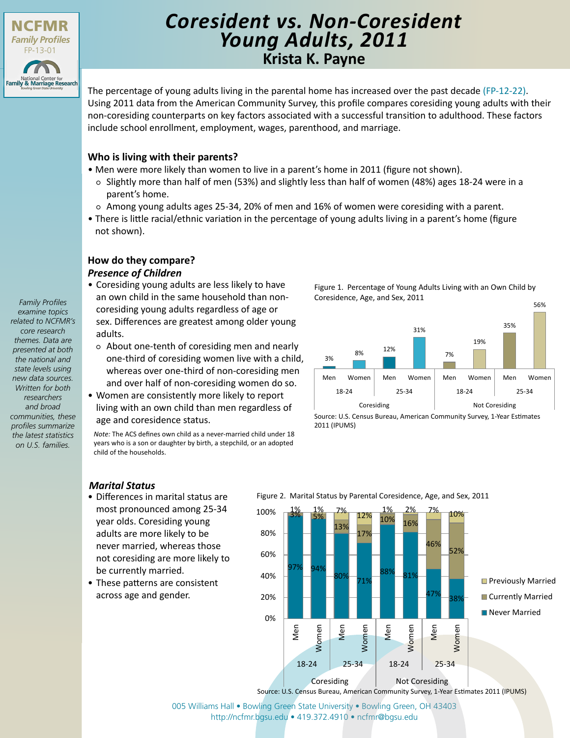NCFMR Family Profiles FP-13-01

# Coresident vs. Non-Coresident Young Adults, 2011

## Krista K. Payne

The percentage of young adults living in the parental home has increased over the past decade (FP-12-22). Using 2011 data from the American Community Survey, this profile compares coresiding young adults with their non-coresiding counterparts on key factors associated with a successful transition to adulthood. These factors include school enrollment, employment, wages, parenthood, and marriage.

### Who is living with their parents?

- Men were more likely than women to live in a parent's home in 2011 (figure not shown).
  - Slightly more than half of men (53%) and slightly less than half of women (48%) ages 18-24 were in a parent's home.
  - Among young adults ages 25-34, 20% of men and 16% of women were coresiding with a parent.
- There is little racial/ethnic variation in the percentage of young adults living in a parent's home (figure not shown).

### How do they compare?

#### *Presence of Children*

- Coresiding young adults are less likely to have an own child in the same household than non-coresiding young adults regardless of age or sex. Differences are greatest among older young adults.
  - About one-tenth of coresiding men and nearly one-third of coresiding women live with a child, whereas over one-third of non-coresiding men and over half of non-coresiding women do so.
- Women are consistently more likely to report living with an own child than men regardless of age and coresidence status.

*Note:* The ACS defines own child as a never-married child under 18 years who is a son or daughter by birth, a stepchild, or an adopted child of the households.

Figure 1. Percentage of Young Adults Living with an Own Child by Coresidence, Age, and Sex, 2011

| | Coresiding 18-24 | | Coresiding 25-34 | | Not Coresiding 18-24 | | Not Coresiding 25-34 | |
|---|---|---|---|---|---|---|---|---|
| | Men | Women | Men | Women | Men | Women | Men | Women |
| Living with own child | 3% | 8% | 12% | 31% | 7% | 19% | 35% | 56% |

Source: U.S. Census Bureau, American Community Survey, 1-Year Estimates 2011 (IPUMS)

#### *Marital Status*

- Differences in marital status are most pronounced among 25-34 year olds. Coresiding young adults are more likely to be never married, whereas those not coresiding are more likely to be currently married.
- These patterns are consistent across age and gender.

Figure 2. Marital Status by Parental Coresidence, Age, and Sex, 2011

| | Coresiding 18-24 | | Coresiding 25-34 | | Not Coresiding 18-24 | | Not Coresiding 25-34 | |
|---|---|---|---|---|---|---|---|---|
| | Men | Women | Men | Women | Men | Women | Men | Women |
| Previously Married | 1% | 1% | 7% | 12% | 1% | 2% | 7% | 10% |
| Currently Married | 3% | 5% | 13% | 17% | 10% | 16% | 46% | 52% |
| Never Married | 97% | 94% | 80% | 71% | 88% | 81% | 47% | 38% |

Source: U.S. Census Bureau, American Community Survey, 1-Year Estimates 2011 (IPUMS)

*Family Profiles examine topics related to NCFMR's core research themes. Data are presented at both the national and state levels using new data sources. Written for both researchers and broad communities, these profiles summarize the latest statistics on U.S. families.*

005 Williams Hall • Bowling Green State University • Bowling Green, OH 43403
http://ncfmr.bgsu.edu • 419.372.4910 • ncfmr@bgsu.edu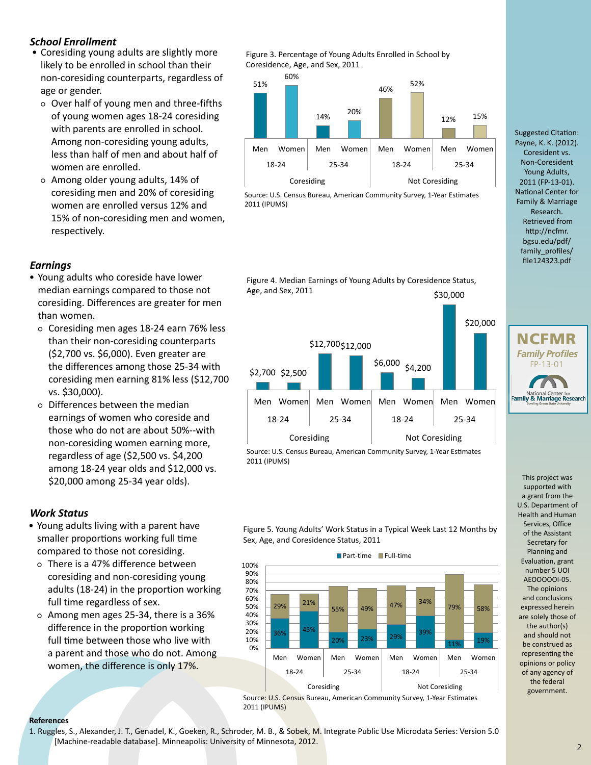## School Enrollment

- Coresiding young adults are slightly more likely to be enrolled in school than their non-coresiding counterparts, regardless of age or gender.
  - Over half of young men and three-fifths of young women ages 18-24 coresiding with parents are enrolled in school. Among non-coresiding young adults, less than half of men and about half of women are enrolled.
  - Among older young adults, 14% of coresiding men and 20% of coresiding women are enrolled versus 12% and 15% of non-coresiding men and women, respectively.

Figure 3. Percentage of Young Adults Enrolled in School by Coresidence, Age, and Sex, 2011

51%
60%
14%
20%
46%
52%
12%
15%
Men Women Men Women Men Women Men Women
18-24 25-34 18-24 25-34
Coresiding
Not Coresiding

Source: U.S. Census Bureau, American Community Survey, 1-Year Estimates 2011 (IPUMS)

## Earnings

- Young adults who coreside have lower median earnings compared to those not coresiding. Differences are greater for men than women.
  - Coresiding men ages 18-24 earn 76% less than their non-coresiding counterparts ($2,700 vs. $6,000). Even greater are the differences among those 25-34 with coresiding men earning 81% less ($12,700 vs. $30,000).
  - Differences between the median earnings of women who coreside and those who do not are about 50%--with non-coresiding women earning more, regardless of age ($2,500 vs. $4,200 among 18-24 year olds and $12,000 vs. $20,000 among 25-34 year olds).

Figure 4. Median Earnings of Young Adults by Coresidence Status, Age, and Sex, 2011

$2,700
$2,500
$12,700
$12,000
$6,000
$4,200
$30,000
$20,000
Men Women Men Women Men Women Men Women
18-24 25-34 18-24 25-34
Coresiding
Not Coresiding

Source: U.S. Census Bureau, American Community Survey, 1-Year Estimates 2011 (IPUMS)

## Work Status

- Young adults living with a parent have smaller proportions working full time compared to those not coresiding.
  - There is a 47% difference between coresiding and non-coresiding young adults (18-24) in the proportion working full time regardless of sex.
  - Among men ages 25-34, there is a 36% difference in the proportion working full time between those who live with a parent and those who do not. Among women, the difference is only 17%.

Figure 5. Young Adults' Work Status in a Typical Week Last 12 Months by Sex, Age, and Coresidence Status, 2011

Part-time
Full-time
100%
90%
80%
70%
60%
50%
40%
30%
20%
10%
0%
29%
36%
21%
45%
55%
20%
49%
23%
47%
29%
34%
39%
79%
11%
58%
19%
Men Women Men Women Men Women Men Women
18-24 25-34 18-24 25-34
Coresiding
Not Coresiding

Source: U.S. Census Bureau, American Community Survey, 1-Year Estimates 2011 (IPUMS)

Suggested Citation: Payne, K. K. (2012). Coresident vs. Non-Coresident Young Adults, 2011 (FP-13-01). National Center for Family & Marriage Research. Retrieved from http://ncfmr.bgsu.edu/pdf/family_profiles/file124323.pdf

NCFMR Family Profiles FP-13-01

National Center for Family & Marriage Research
Bowling Green State University

This project was supported with a grant from the U.S. Department of Health and Human Services, Office of the Assistant Secretary for Planning and Evaluation, grant number 5 UOI AEOOOOOI-05. The opinions and conclusions expressed herein are solely those of the author(s) and should not be construed as representing the opinions or policy of any agency of the federal government.

**References**

1. Ruggles, S., Alexander, J. T., Genadel, K., Goeken, R., Schroder, M. B., & Sobek, M. Integrate Public Use Microdata Series: Version 5.0 [Machine-readable database]. Minneapolis: University of Minnesota, 2012.